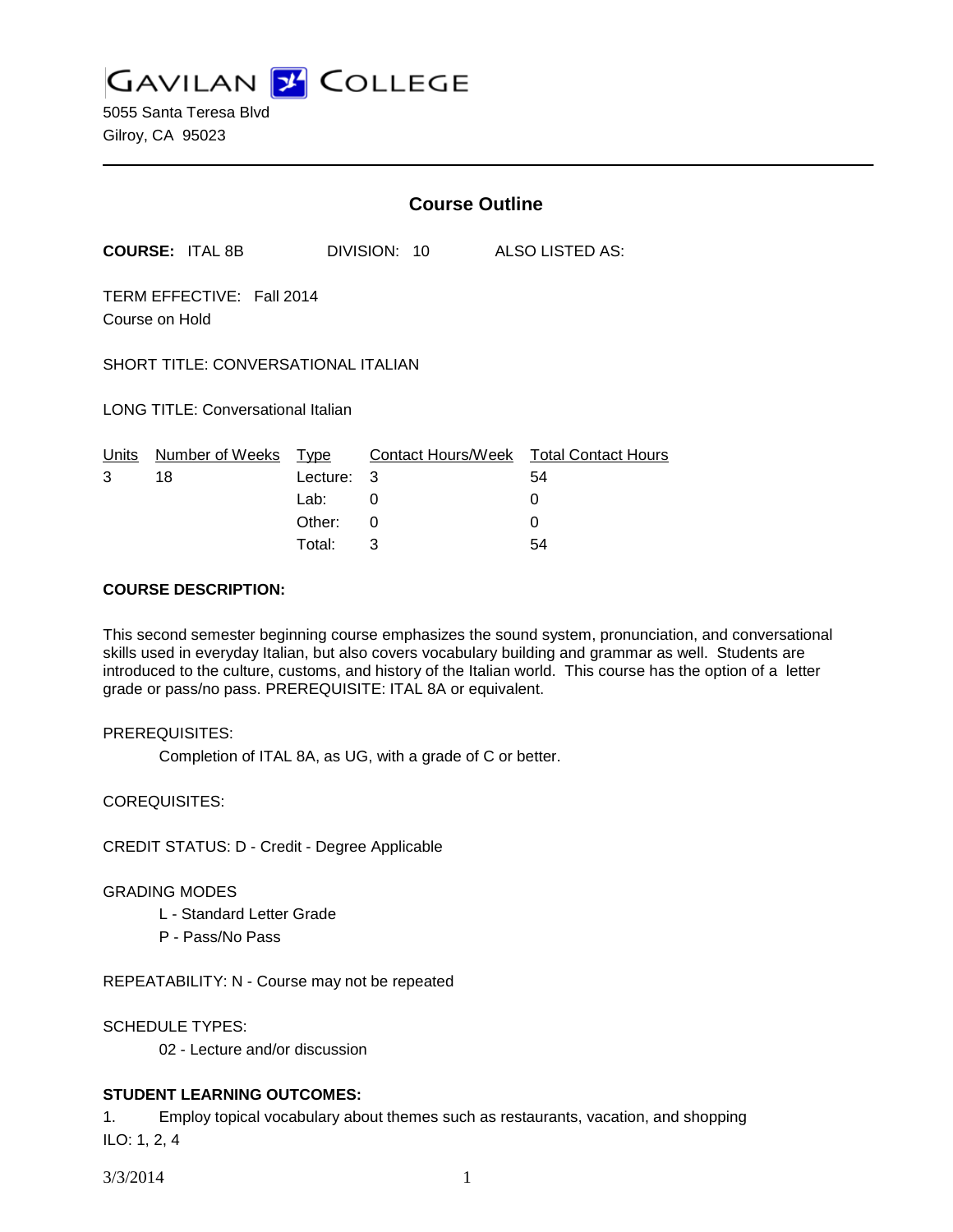GAVILAN COLLEGE

5055 Santa Teresa Blvd
Gilroy, CA 95023

---

## Course Outline

**COURSE:** ITAL 8B DIVISION: 10 ALSO LISTED AS:

TERM EFFECTIVE: Fall 2014
Course on Hold

SHORT TITLE: CONVERSATIONAL ITALIAN

LONG TITLE: Conversational Italian

| Units | Number of Weeks | Type | Contact Hours/Week | Total Contact Hours |
|---|---|---|---|---|
| 3 | 18 | Lecture: | 3 | 54 |
| | | Lab: | 0 | 0 |
| | | Other: | 0 | 0 |
| | | Total: | 3 | 54 |

**COURSE DESCRIPTION:**

This second semester beginning course emphasizes the sound system, pronunciation, and conversational skills used in everyday Italian, but also covers vocabulary building and grammar as well. Students are introduced to the culture, customs, and history of the Italian world. This course has the option of a letter grade or pass/no pass. PREREQUISITE: ITAL 8A or equivalent.

PREREQUISITES:

Completion of ITAL 8A, as UG, with a grade of C or better.

COREQUISITES:

CREDIT STATUS: D - Credit - Degree Applicable

GRADING MODES

L - Standard Letter Grade
P - Pass/No Pass

REPEATABILITY: N - Course may not be repeated

SCHEDULE TYPES:

02 - Lecture and/or discussion

**STUDENT LEARNING OUTCOMES:**

1. Employ topical vocabulary about themes such as restaurants, vacation, and shopping
ILO: 1, 2, 4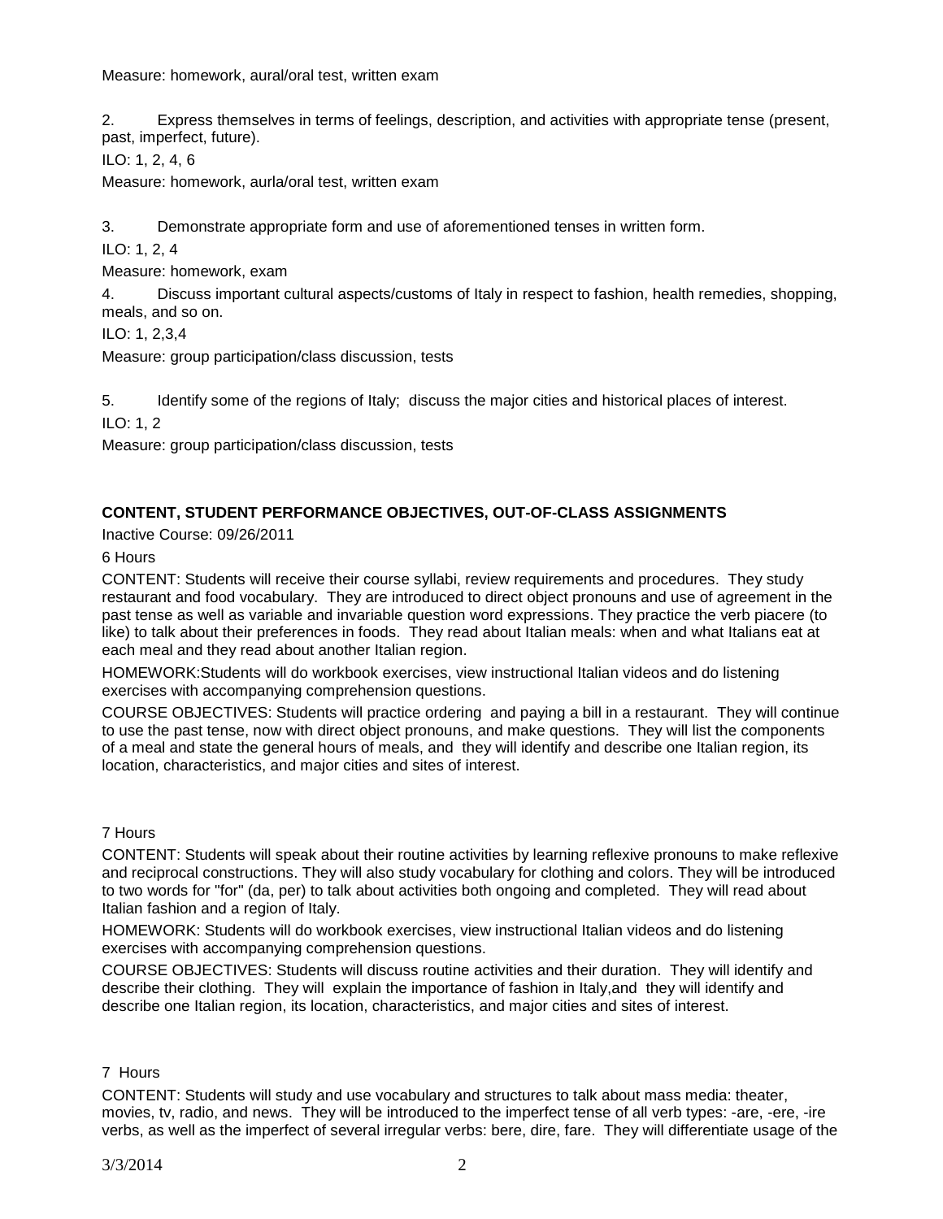Measure: homework, aural/oral test, written exam

2. Express themselves in terms of feelings, description, and activities with appropriate tense (present, past, imperfect, future).

ILO: 1, 2, 4, 6

Measure: homework, aurla/oral test, written exam

3. Demonstrate appropriate form and use of aforementioned tenses in written form.

ILO: 1, 2, 4

Measure: homework, exam

4. Discuss important cultural aspects/customs of Italy in respect to fashion, health remedies, shopping, meals, and so on.

ILO: 1, 2,3,4

Measure: group participation/class discussion, tests

5. Identify some of the regions of Italy; discuss the major cities and historical places of interest.

ILO: 1, 2

Measure: group participation/class discussion, tests

## CONTENT, STUDENT PERFORMANCE OBJECTIVES, OUT-OF-CLASS ASSIGNMENTS

Inactive Course: 09/26/2011

6 Hours

CONTENT: Students will receive their course syllabi, review requirements and procedures. They study restaurant and food vocabulary. They are introduced to direct object pronouns and use of agreement in the past tense as well as variable and invariable question word expressions. They practice the verb piacere (to like) to talk about their preferences in foods. They read about Italian meals: when and what Italians eat at each meal and they read about another Italian region.

HOMEWORK:Students will do workbook exercises, view instructional Italian videos and do listening exercises with accompanying comprehension questions.

COURSE OBJECTIVES: Students will practice ordering and paying a bill in a restaurant. They will continue to use the past tense, now with direct object pronouns, and make questions. They will list the components of a meal and state the general hours of meals, and they will identify and describe one Italian region, its location, characteristics, and major cities and sites of interest.

7 Hours

CONTENT: Students will speak about their routine activities by learning reflexive pronouns to make reflexive and reciprocal constructions. They will also study vocabulary for clothing and colors. They will be introduced to two words for "for" (da, per) to talk about activities both ongoing and completed. They will read about Italian fashion and a region of Italy.

HOMEWORK: Students will do workbook exercises, view instructional Italian videos and do listening exercises with accompanying comprehension questions.

COURSE OBJECTIVES: Students will discuss routine activities and their duration. They will identify and describe their clothing. They will explain the importance of fashion in Italy,and they will identify and describe one Italian region, its location, characteristics, and major cities and sites of interest.

7 Hours

CONTENT: Students will study and use vocabulary and structures to talk about mass media: theater, movies, tv, radio, and news. They will be introduced to the imperfect tense of all verb types: -are, -ere, -ire verbs, as well as the imperfect of several irregular verbs: bere, dire, fare. They will differentiate usage of the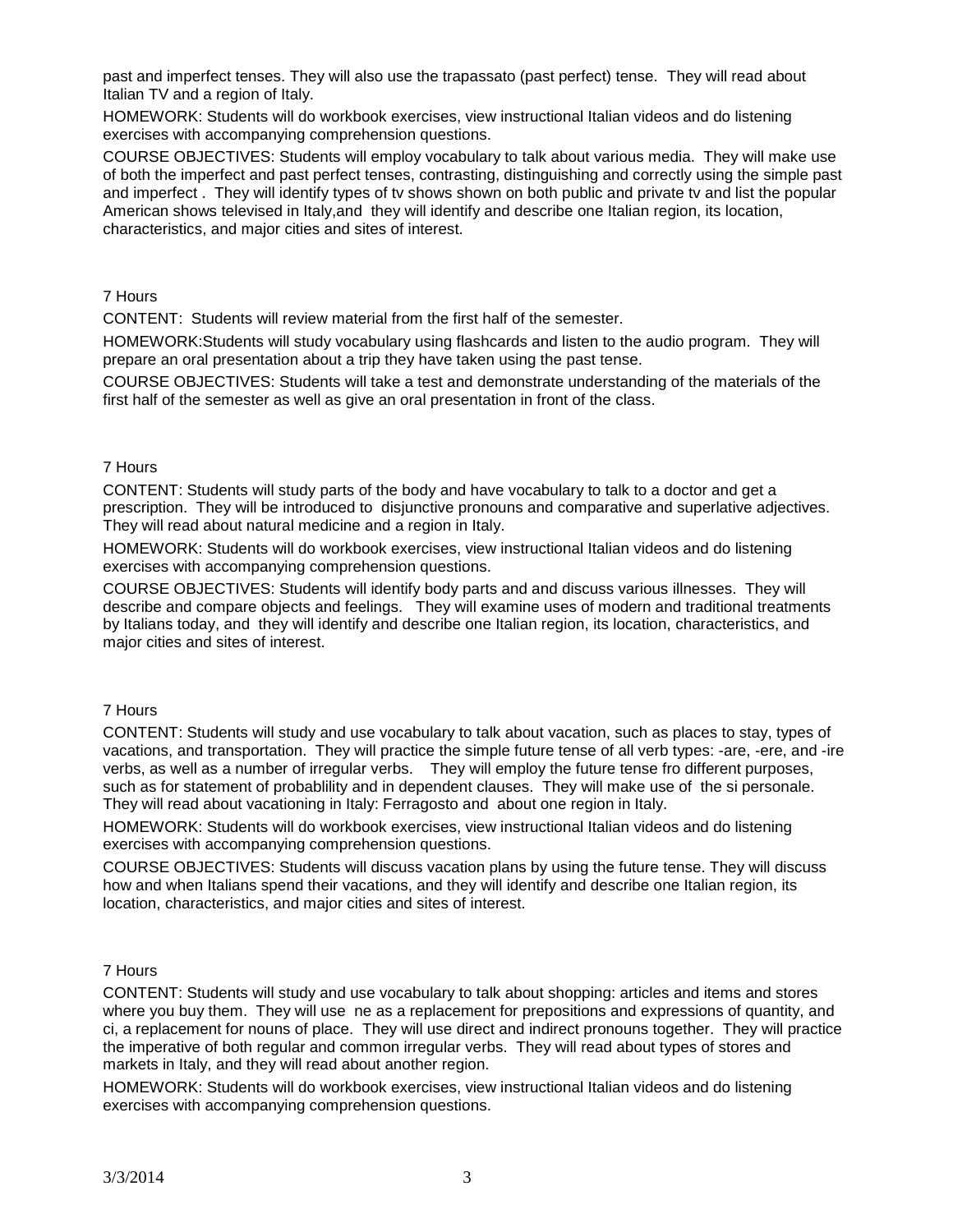past and imperfect tenses. They will also use the trapassato (past perfect) tense. They will read about Italian TV and a region of Italy.

HOMEWORK: Students will do workbook exercises, view instructional Italian videos and do listening exercises with accompanying comprehension questions.

COURSE OBJECTIVES: Students will employ vocabulary to talk about various media. They will make use of both the imperfect and past perfect tenses, contrasting, distinguishing and correctly using the simple past and imperfect . They will identify types of tv shows shown on both public and private tv and list the popular American shows televised in Italy,and they will identify and describe one Italian region, its location, characteristics, and major cities and sites of interest.

7 Hours

CONTENT: Students will review material from the first half of the semester.

HOMEWORK:Students will study vocabulary using flashcards and listen to the audio program. They will prepare an oral presentation about a trip they have taken using the past tense.

COURSE OBJECTIVES: Students will take a test and demonstrate understanding of the materials of the first half of the semester as well as give an oral presentation in front of the class.

7 Hours

CONTENT: Students will study parts of the body and have vocabulary to talk to a doctor and get a prescription. They will be introduced to disjunctive pronouns and comparative and superlative adjectives. They will read about natural medicine and a region in Italy.

HOMEWORK: Students will do workbook exercises, view instructional Italian videos and do listening exercises with accompanying comprehension questions.

COURSE OBJECTIVES: Students will identify body parts and and discuss various illnesses. They will describe and compare objects and feelings. They will examine uses of modern and traditional treatments by Italians today, and they will identify and describe one Italian region, its location, characteristics, and major cities and sites of interest.

7 Hours

CONTENT: Students will study and use vocabulary to talk about vacation, such as places to stay, types of vacations, and transportation. They will practice the simple future tense of all verb types: -are, -ere, and -ire verbs, as well as a number of irregular verbs. They will employ the future tense fro different purposes, such as for statement of probablility and in dependent clauses. They will make use of the si personale. They will read about vacationing in Italy: Ferragosto and about one region in Italy.

HOMEWORK: Students will do workbook exercises, view instructional Italian videos and do listening exercises with accompanying comprehension questions.

COURSE OBJECTIVES: Students will discuss vacation plans by using the future tense. They will discuss how and when Italians spend their vacations, and they will identify and describe one Italian region, its location, characteristics, and major cities and sites of interest.

7 Hours

CONTENT: Students will study and use vocabulary to talk about shopping: articles and items and stores where you buy them. They will use ne as a replacement for prepositions and expressions of quantity, and ci, a replacement for nouns of place. They will use direct and indirect pronouns together. They will practice the imperative of both regular and common irregular verbs. They will read about types of stores and markets in Italy, and they will read about another region.

HOMEWORK: Students will do workbook exercises, view instructional Italian videos and do listening exercises with accompanying comprehension questions.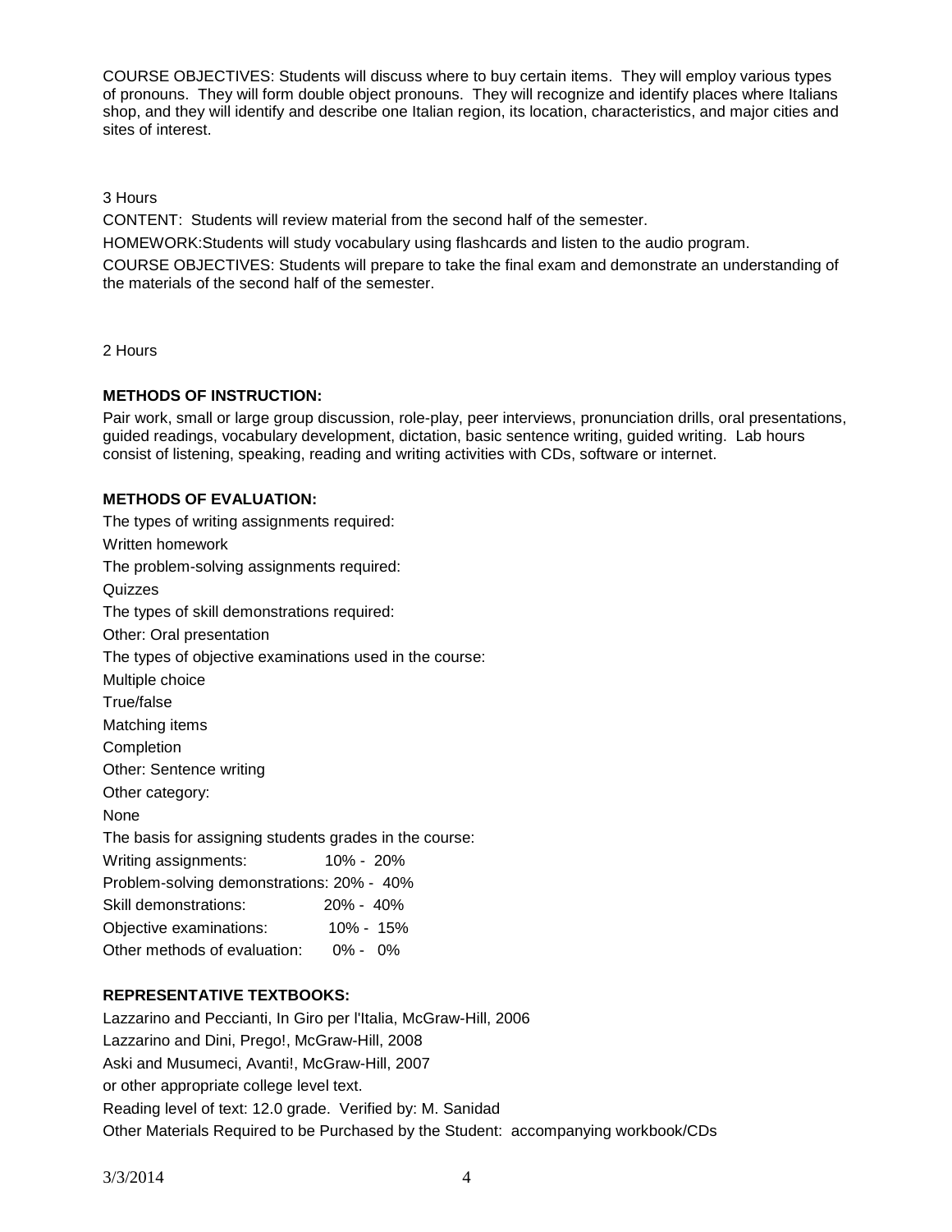COURSE OBJECTIVES: Students will discuss where to buy certain items. They will employ various types of pronouns. They will form double object pronouns. They will recognize and identify places where Italians shop, and they will identify and describe one Italian region, its location, characteristics, and major cities and sites of interest.

3 Hours

CONTENT: Students will review material from the second half of the semester.

HOMEWORK:Students will study vocabulary using flashcards and listen to the audio program.

COURSE OBJECTIVES: Students will prepare to take the final exam and demonstrate an understanding of the materials of the second half of the semester.

2 Hours

**METHODS OF INSTRUCTION:**

Pair work, small or large group discussion, role-play, peer interviews, pronunciation drills, oral presentations, guided readings, vocabulary development, dictation, basic sentence writing, guided writing. Lab hours consist of listening, speaking, reading and writing activities with CDs, software or internet.

**METHODS OF EVALUATION:**

The types of writing assignments required:

Written homework

The problem-solving assignments required:

Quizzes

The types of skill demonstrations required:

Other: Oral presentation

The types of objective examinations used in the course:

Multiple choice

True/false

Matching items

Completion

Other: Sentence writing

Other category:

None

The basis for assigning students grades in the course:

| | |
|---|---|
| Writing assignments: | 10% - 20% |
| Problem-solving demonstrations: | 20% - 40% |
| Skill demonstrations: | 20% - 40% |
| Objective examinations: | 10% - 15% |
| Other methods of evaluation: | 0% - 0% |

**REPRESENTATIVE TEXTBOOKS:**

Lazzarino and Peccianti, In Giro per l'Italia, McGraw-Hill, 2006

Lazzarino and Dini, Prego!, McGraw-Hill, 2008

Aski and Musumeci, Avanti!, McGraw-Hill, 2007

or other appropriate college level text.

Reading level of text: 12.0 grade. Verified by: M. Sanidad

Other Materials Required to be Purchased by the Student: accompanying workbook/CDs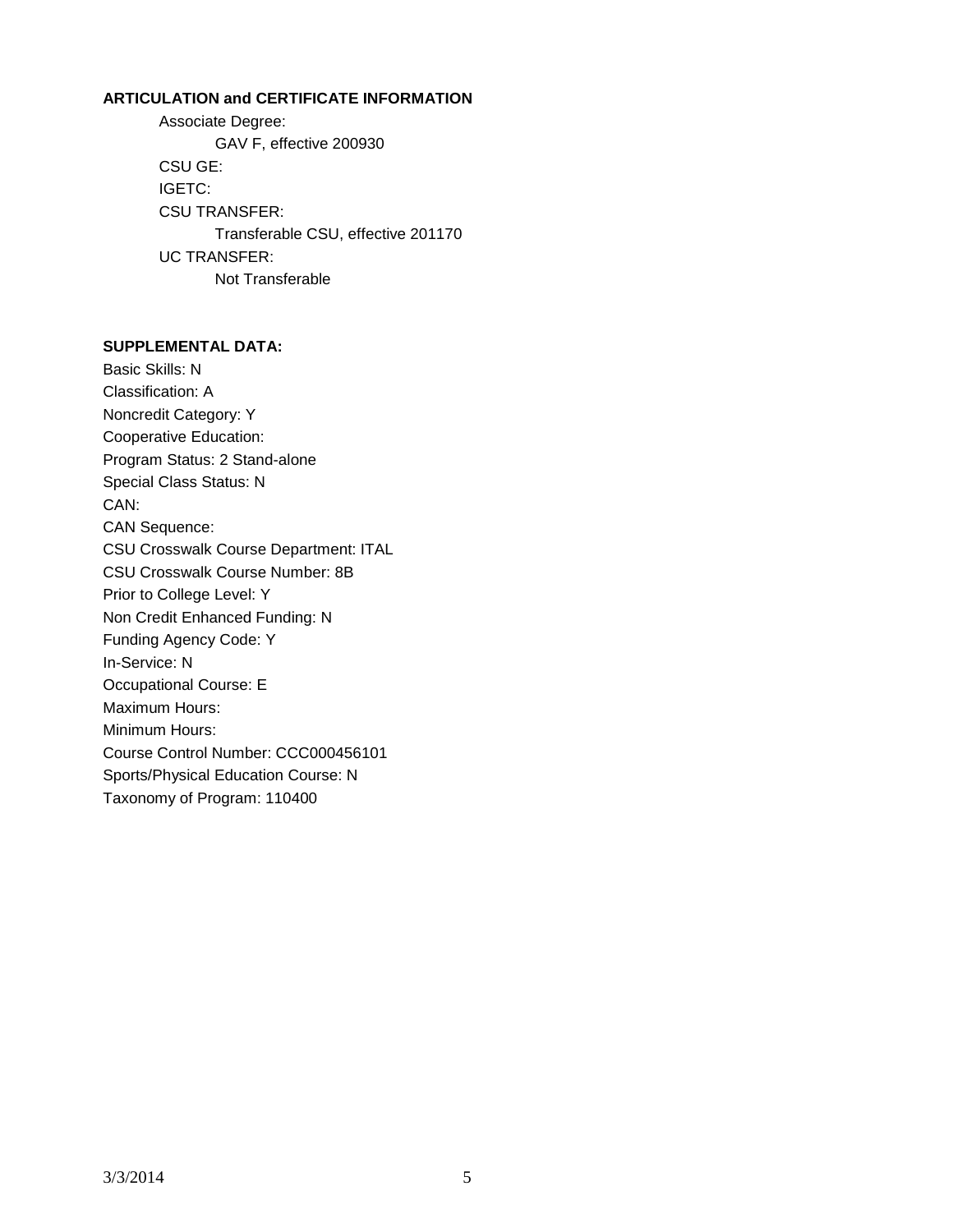**ARTICULATION and CERTIFICATE INFORMATION**

Associate Degree:

GAV F, effective 200930

CSU GE:

IGETC:

CSU TRANSFER:

Transferable CSU, effective 201170

UC TRANSFER:

Not Transferable

**SUPPLEMENTAL DATA:**

Basic Skills: N
Classification: A
Noncredit Category: Y
Cooperative Education:
Program Status: 2 Stand-alone
Special Class Status: N
CAN:
CAN Sequence:
CSU Crosswalk Course Department: ITAL
CSU Crosswalk Course Number: 8B
Prior to College Level: Y
Non Credit Enhanced Funding: N
Funding Agency Code: Y
In-Service: N
Occupational Course: E
Maximum Hours:
Minimum Hours:
Course Control Number: CCC000456101
Sports/Physical Education Course: N
Taxonomy of Program: 110400